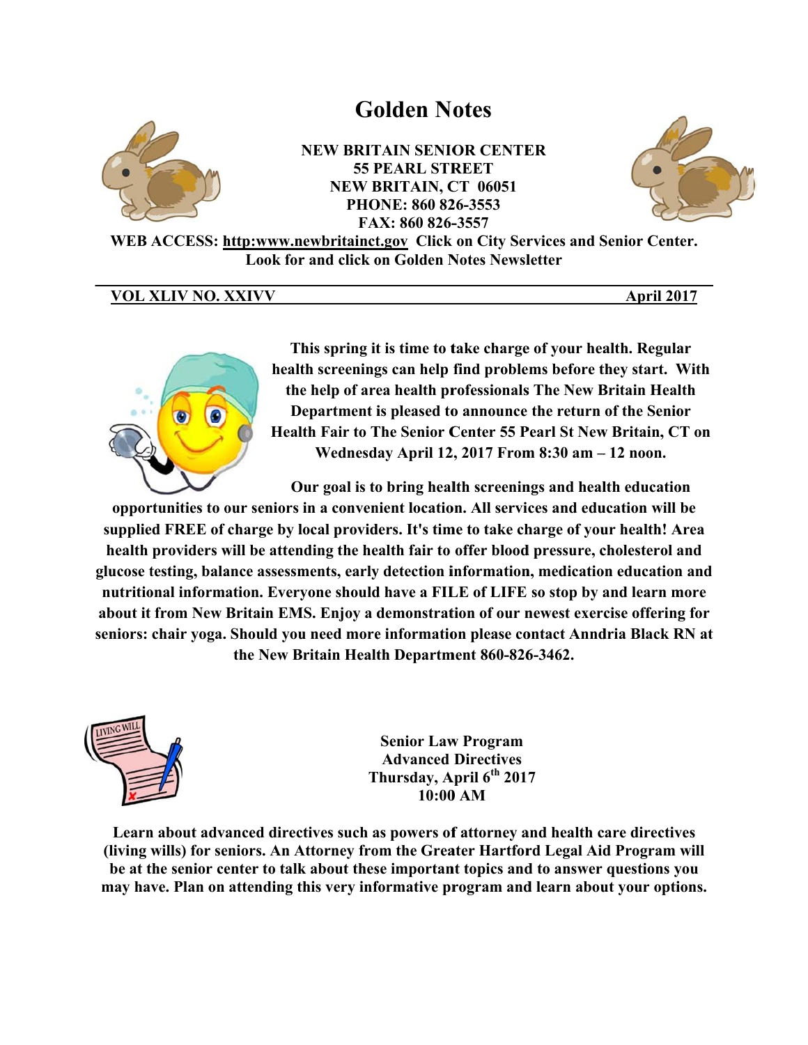# Golden Notes

**NEW BRITAIN SENIOR CENTER**
**55 PEARL STREET**
**NEW BRITAIN, CT 06051**
**PHONE: 860 826-3553**
**FAX: 860 826-3557**

**WEB ACCESS: http:www.newbritainct.gov Click on City Services and Senior Center. Look for and click on Golden Notes Newsletter**

**VOL XLIV NO. XXIVV** **April 2017**

---

**This spring it is time to take charge of your health. Regular health screenings can help find problems before they start. With the help of area health professionals The New Britain Health Department is pleased to announce the return of the Senior Health Fair to The Senior Center 55 Pearl St New Britain, CT on Wednesday April 12, 2017 From 8:30 am – 12 noon.**

**Our goal is to bring health screenings and health education opportunities to our seniors in a convenient location. All services and education will be supplied FREE of charge by local providers. It's time to take charge of your health! Area health providers will be attending the health fair to offer blood pressure, cholesterol and glucose testing, balance assessments, early detection information, medication education and nutritional information. Everyone should have a FILE of LIFE so stop by and learn more about it from New Britain EMS. Enjoy a demonstration of our newest exercise offering for seniors: chair yoga. Should you need more information please contact Anndria Black RN at the New Britain Health Department 860-826-3462.**

## Senior Law Program
## Advanced Directives
## Thursday, April 6th 2017
## 10:00 AM

**Learn about advanced directives such as powers of attorney and health care directives (living wills) for seniors. An Attorney from the Greater Hartford Legal Aid Program will be at the senior center to talk about these important topics and to answer questions you may have. Plan on attending this very informative program and learn about your options.**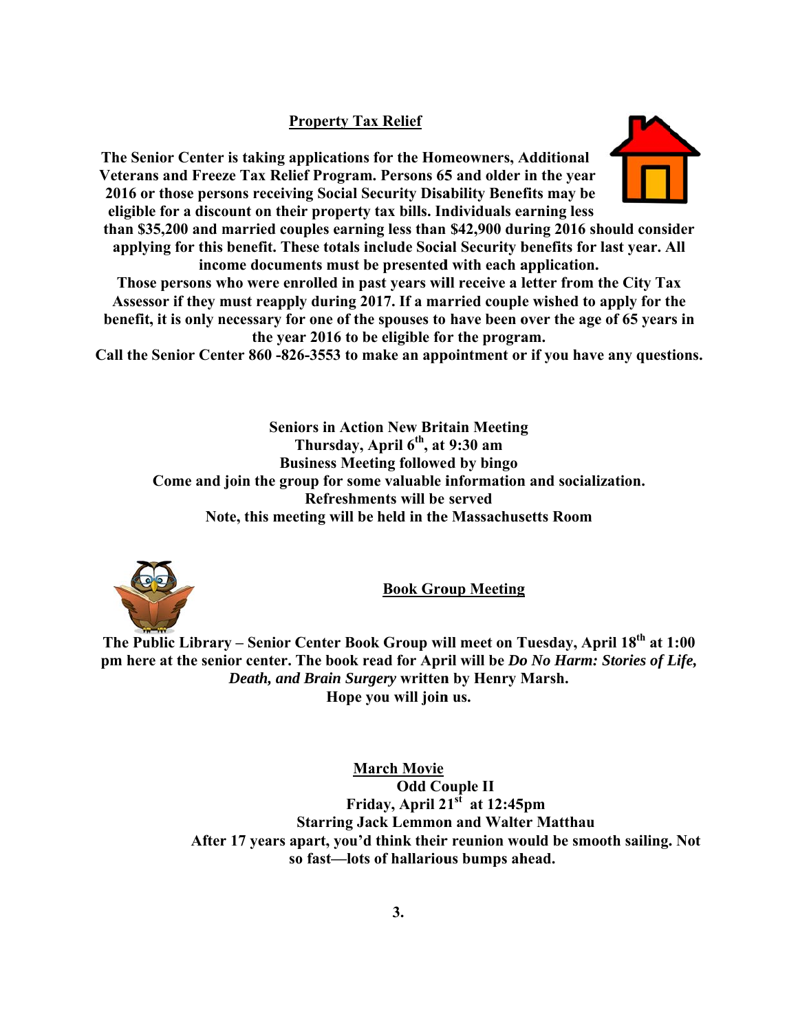## Property Tax Relief

**The Senior Center is taking applications for the Homeowners, Additional Veterans and Freeze Tax Relief Program. Persons 65 and older in the year 2016 or those persons receiving Social Security Disability Benefits may be eligible for a discount on their property tax bills. Individuals earning less than $35,200 and married couples earning less than $42,900 during 2016 should consider applying for this benefit. These totals include Social Security benefits for last year. All income documents must be presented with each application.**

**Those persons who were enrolled in past years will receive a letter from the City Tax Assessor if they must reapply during 2017. If a married couple wished to apply for the benefit, it is only necessary for one of the spouses to have been over the age of 65 years in the year 2016 to be eligible for the program.**

**Call the Senior Center 860 -826-3553 to make an appointment or if you have any questions.**

**Seniors in Action New Britain Meeting**
**Thursday, April 6th, at 9:30 am**
**Business Meeting followed by bingo**
**Come and join the group for some valuable information and socialization.**
**Refreshments will be served**
**Note, this meeting will be held in the Massachusetts Room**

## Book Group Meeting

**The Public Library – Senior Center Book Group will meet on Tuesday, April 18th at 1:00 pm here at the senior center. The book read for April will be *Do No Harm: Stories of Life, Death, and Brain Surgery* written by Henry Marsh.**
**Hope you will join us.**

## March Movie

**Odd Couple II**
**Friday, April 21st at 12:45pm**
**Starring Jack Lemmon and Walter Matthau**
**After 17 years apart, you'd think their reunion would be smooth sailing. Not so fast—lots of hallarious bumps ahead.**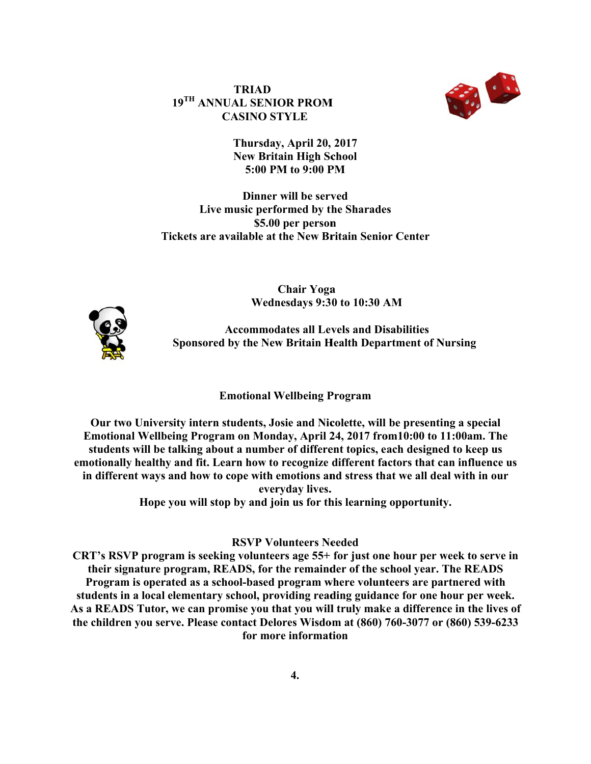**TRIAD**
**19TH ANNUAL SENIOR PROM**
**CASINO STYLE**

**Thursday, April 20, 2017**
**New Britain High School**
**5:00 PM to 9:00 PM**

**Dinner will be served**
**Live music performed by the Sharades**
**$5.00 per person**
**Tickets are available at the New Britain Senior Center**

**Chair Yoga**
**Wednesdays 9:30 to 10:30 AM**

**Accommodates all Levels and Disabilities**
**Sponsored by the New Britain Health Department of Nursing**

**Emotional Wellbeing Program**

**Our two University intern students, Josie and Nicolette, will be presenting a special Emotional Wellbeing Program on Monday, April 24, 2017 from10:00 to 11:00am. The students will be talking about a number of different topics, each designed to keep us emotionally healthy and fit. Learn how to recognize different factors that can influence us in different ways and how to cope with emotions and stress that we all deal with in our everyday lives.**
**Hope you will stop by and join us for this learning opportunity.**

**RSVP Volunteers Needed**
**CRT's RSVP program is seeking volunteers age 55+ for just one hour per week to serve in their signature program, READS, for the remainder of the school year. The READS Program is operated as a school-based program where volunteers are partnered with students in a local elementary school, providing reading guidance for one hour per week. As a READS Tutor, we can promise you that you will truly make a difference in the lives of the children you serve. Please contact Delores Wisdom at (860) 760-3077 or (860) 539-6233 for more information**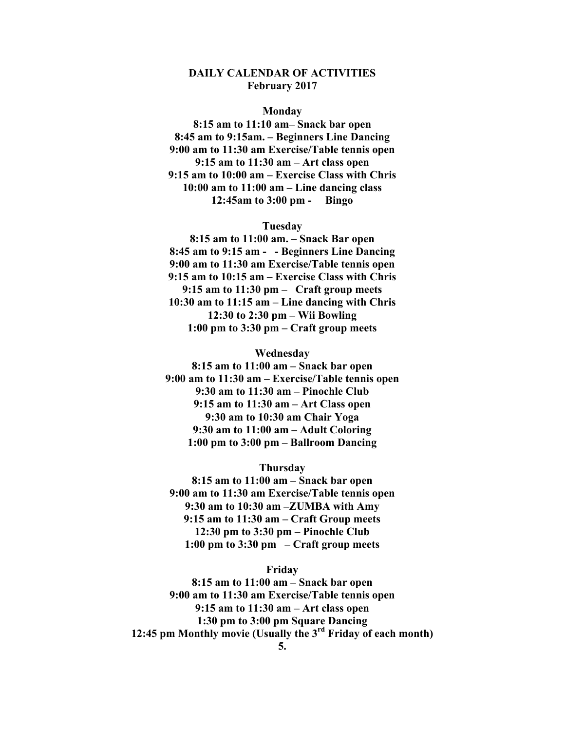**DAILY CALENDAR OF ACTIVITIES**
**February 2017**

**Monday**

**8:15 am to 11:10 am– Snack bar open**
**8:45 am to 9:15am. – Beginners Line Dancing**
**9:00 am to 11:30 am Exercise/Table tennis open**
**9:15 am to 11:30 am – Art class open**
**9:15 am to 10:00 am – Exercise Class with Chris**
**10:00 am to 11:00 am – Line dancing class**
**12:45am to 3:00 pm - Bingo**

**Tuesday**

**8:15 am to 11:00 am. – Snack Bar open**
**8:45 am to 9:15 am - - Beginners Line Dancing**
**9:00 am to 11:30 am Exercise/Table tennis open**
**9:15 am to 10:15 am – Exercise Class with Chris**
**9:15 am to 11:30 pm – Craft group meets**
**10:30 am to 11:15 am – Line dancing with Chris**
**12:30 to 2:30 pm – Wii Bowling**
**1:00 pm to 3:30 pm – Craft group meets**

**Wednesday**

**8:15 am to 11:00 am – Snack bar open**
**9:00 am to 11:30 am – Exercise/Table tennis open**
**9:30 am to 11:30 am – Pinochle Club**
**9:15 am to 11:30 am – Art Class open**
**9:30 am to 10:30 am Chair Yoga**
**9:30 am to 11:00 am – Adult Coloring**
**1:00 pm to 3:00 pm – Ballroom Dancing**

**Thursday**

**8:15 am to 11:00 am – Snack bar open**
**9:00 am to 11:30 am Exercise/Table tennis open**
**9:30 am to 10:30 am –ZUMBA with Amy**
**9:15 am to 11:30 am – Craft Group meets**
**12:30 pm to 3:30 pm – Pinochle Club**
**1:00 pm to 3:30 pm – Craft group meets**

**Friday**

**8:15 am to 11:00 am – Snack bar open**
**9:00 am to 11:30 am Exercise/Table tennis open**
**9:15 am to 11:30 am – Art class open**
**1:30 pm to 3:00 pm Square Dancing**
**12:45 pm Monthly movie (Usually the 3rd Friday of each month)**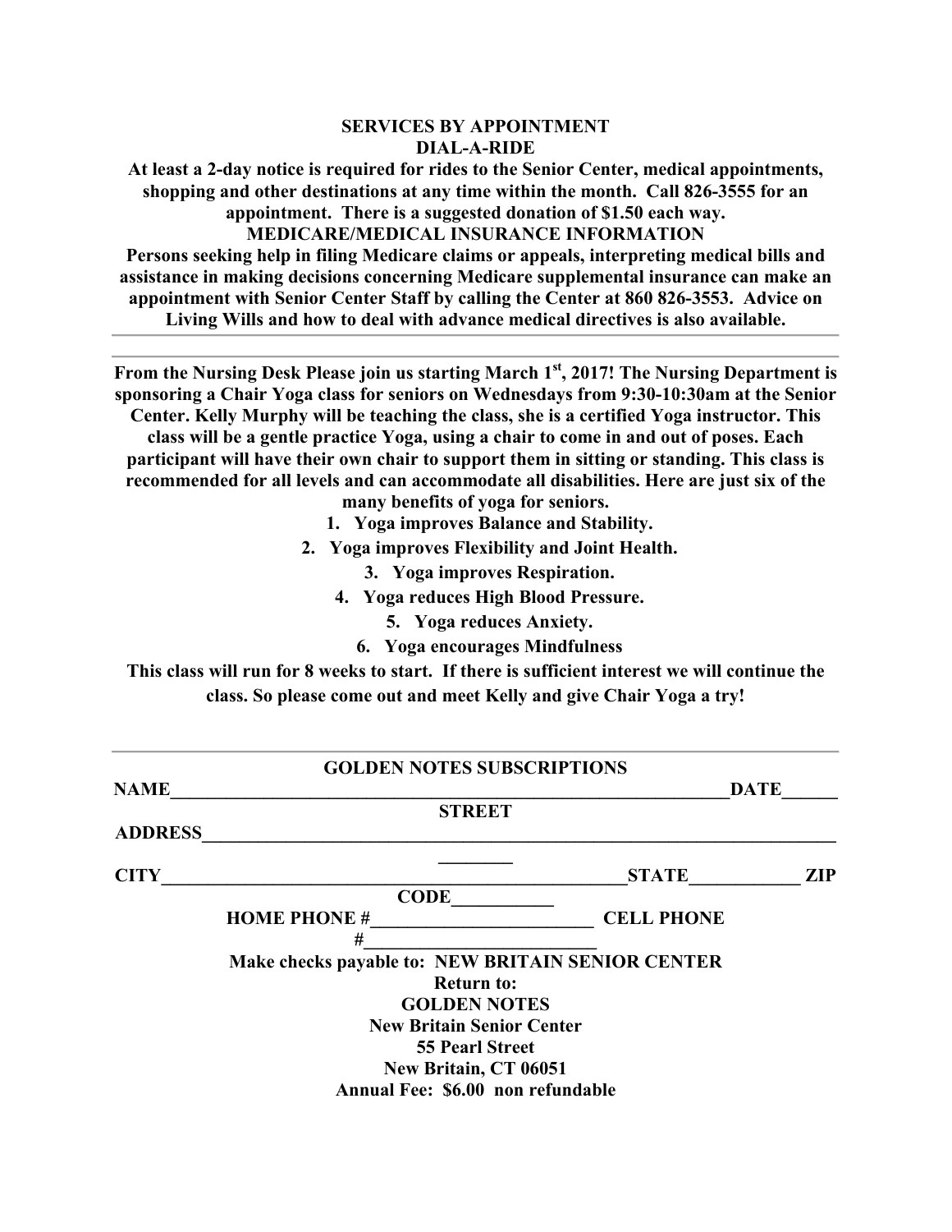## SERVICES BY APPOINTMENT

### DIAL-A-RIDE

**At least a 2-day notice is required for rides to the Senior Center, medical appointments, shopping and other destinations at any time within the month. Call 826-3555 for an appointment. There is a suggested donation of $1.50 each way.**

### MEDICARE/MEDICAL INSURANCE INFORMATION

**Persons seeking help in filing Medicare claims or appeals, interpreting medical bills and assistance in making decisions concerning Medicare supplemental insurance can make an appointment with Senior Center Staff by calling the Center at 860 826-3553. Advice on Living Wills and how to deal with advance medical directives is also available.**

---

**From the Nursing Desk Please join us starting March 1st, 2017! The Nursing Department is sponsoring a Chair Yoga class for seniors on Wednesdays from 9:30-10:30am at the Senior Center. Kelly Murphy will be teaching the class, she is a certified Yoga instructor. This class will be a gentle practice Yoga, using a chair to come in and out of poses. Each participant will have their own chair to support them in sitting or standing. This class is recommended for all levels and can accommodate all disabilities. Here are just six of the many benefits of yoga for seniors.**

1. **Yoga improves Balance and Stability.**
2. **Yoga improves Flexibility and Joint Health.**
3. **Yoga improves Respiration.**
4. **Yoga reduces High Blood Pressure.**
5. **Yoga reduces Anxiety.**
6. **Yoga encourages Mindfulness**

**This class will run for 8 weeks to start. If there is sufficient interest we will continue the class. So please come out and meet Kelly and give Chair Yoga a try!**

---

### GOLDEN NOTES SUBSCRIPTIONS

**NAME**________________________________________________**DATE**______

**STREET ADDRESS**__________________________________________________________

**CITY**________________________________________**STATE**____________ **ZIP CODE**___________

**HOME PHONE #**________________________ **CELL PHONE #**________________________

**Make checks payable to: NEW BRITAIN SENIOR CENTER**

**Return to:**
**GOLDEN NOTES**
**New Britain Senior Center**
**55 Pearl Street**
**New Britain, CT 06051**

**Annual Fee: $6.00 non refundable**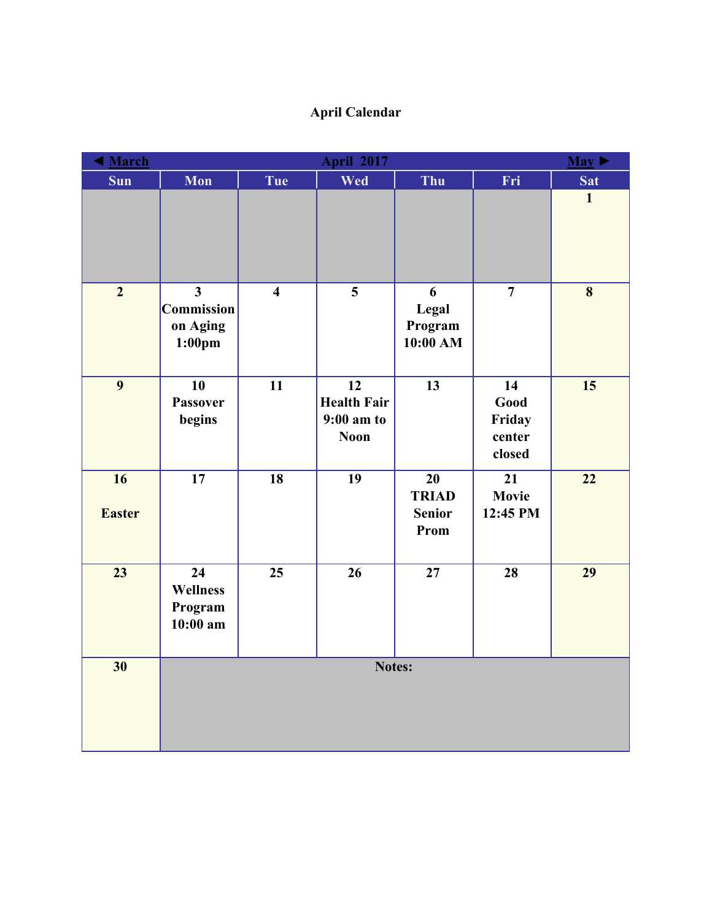# April Calendar

| ◄ March | | | April 2017 | | | May ► |
|---|---|---|---|---|---|---|
| **Sun** | **Mon** | **Tue** | **Wed** | **Thu** | **Fri** | **Sat** |
| | | | | | | 1 |
| 2 | 3 Commission on Aging 1:00pm | 4 | 5 | 6 Legal Program 10:00 AM | 7 | 8 |
| 9 | 10 Passover begins | 11 | 12 Health Fair 9:00 am to Noon | 13 | 14 Good Friday center closed | 15 |
| 16 Easter | 17 | 18 | 19 | 20 TRIAD Senior Prom | 21 Movie 12:45 PM | 22 |
| 23 | 24 Wellness Program 10:00 am | 25 | 26 | 27 | 28 | 29 |
| 30 | Notes: | | | | | |